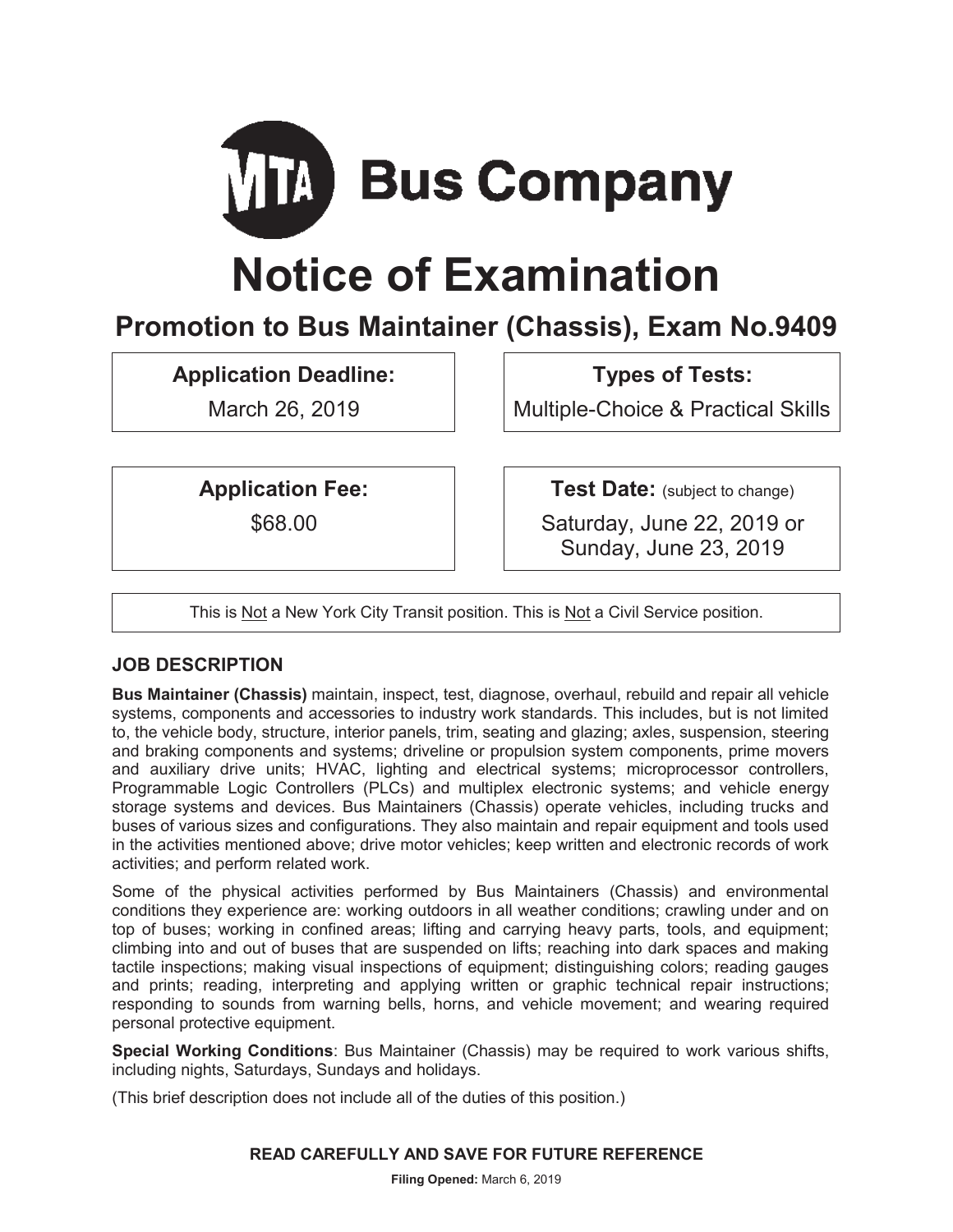# MTA Bus Company

# Notice of Examination

## Promotion to Bus Maintainer (Chassis), Exam No.9409

**Application Deadline:**

March 26, 2019

**Types of Tests:**

Multiple-Choice & Practical Skills

**Application Fee:**

$68.00

**Test Date:** (subject to change)

Saturday, June 22, 2019 or Sunday, June 23, 2019

This is Not a New York City Transit position. This is Not a Civil Service position.

### JOB DESCRIPTION

**Bus Maintainer (Chassis)** maintain, inspect, test, diagnose, overhaul, rebuild and repair all vehicle systems, components and accessories to industry work standards. This includes, but is not limited to, the vehicle body, structure, interior panels, trim, seating and glazing; axles, suspension, steering and braking components and systems; driveline or propulsion system components, prime movers and auxiliary drive units; HVAC, lighting and electrical systems; microprocessor controllers, Programmable Logic Controllers (PLCs) and multiplex electronic systems; and vehicle energy storage systems and devices. Bus Maintainers (Chassis) operate vehicles, including trucks and buses of various sizes and configurations. They also maintain and repair equipment and tools used in the activities mentioned above; drive motor vehicles; keep written and electronic records of work activities; and perform related work.

Some of the physical activities performed by Bus Maintainers (Chassis) and environmental conditions they experience are: working outdoors in all weather conditions; crawling under and on top of buses; working in confined areas; lifting and carrying heavy parts, tools, and equipment; climbing into and out of buses that are suspended on lifts; reaching into dark spaces and making tactile inspections; making visual inspections of equipment; distinguishing colors; reading gauges and prints; reading, interpreting and applying written or graphic technical repair instructions; responding to sounds from warning bells, horns, and vehicle movement; and wearing required personal protective equipment.

**Special Working Conditions**: Bus Maintainer (Chassis) may be required to work various shifts, including nights, Saturdays, Sundays and holidays.

(This brief description does not include all of the duties of this position.)

**READ CAREFULLY AND SAVE FOR FUTURE REFERENCE**

**Filing Opened:** March 6, 2019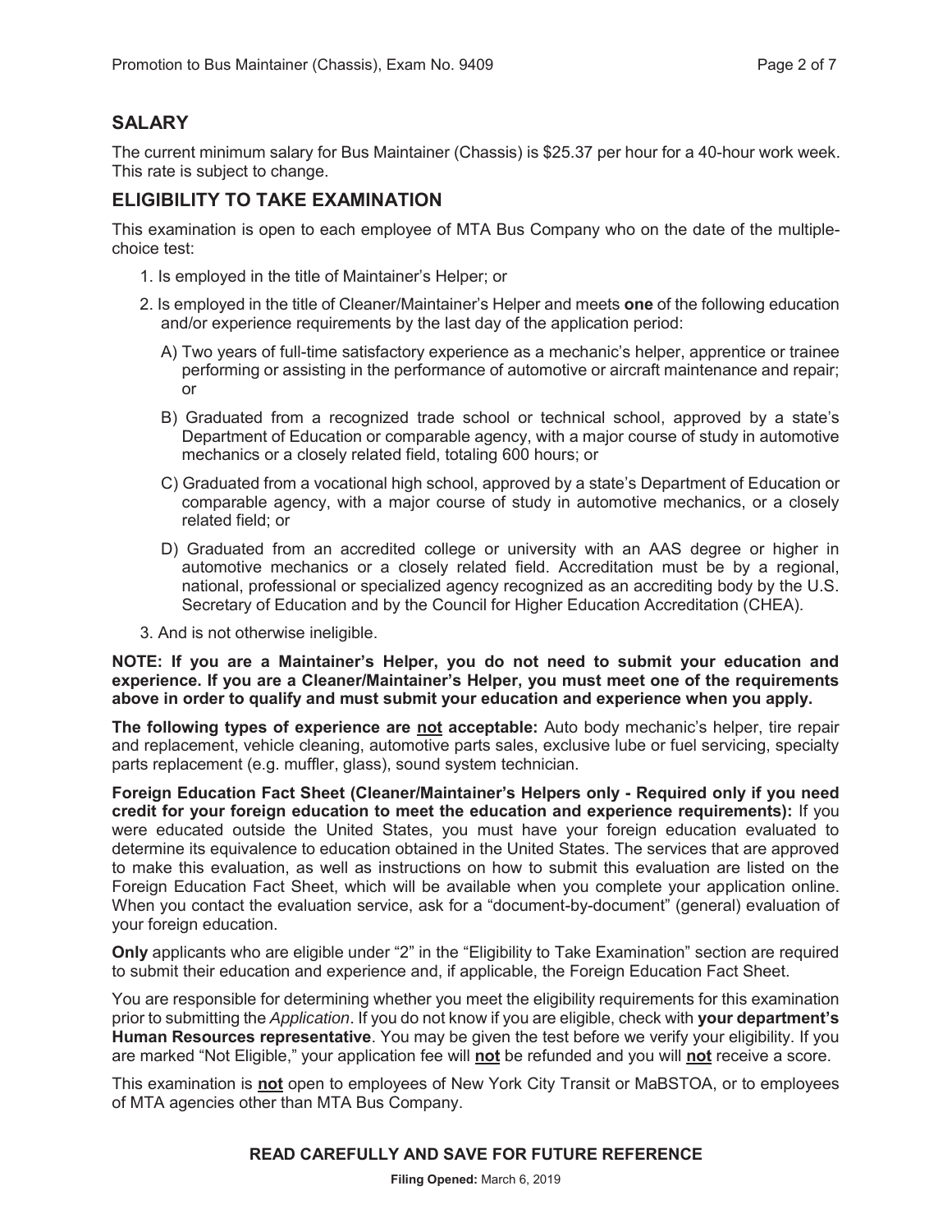## SALARY

The current minimum salary for Bus Maintainer (Chassis) is $25.37 per hour for a 40-hour work week. This rate is subject to change.

## ELIGIBILITY TO TAKE EXAMINATION

This examination is open to each employee of MTA Bus Company who on the date of the multiple-choice test:

1. Is employed in the title of Maintainer's Helper; or
2. Is employed in the title of Cleaner/Maintainer's Helper and meets **one** of the following education and/or experience requirements by the last day of the application period:
   - A) Two years of full-time satisfactory experience as a mechanic's helper, apprentice or trainee performing or assisting in the performance of automotive or aircraft maintenance and repair; or
   - B) Graduated from a recognized trade school or technical school, approved by a state's Department of Education or comparable agency, with a major course of study in automotive mechanics or a closely related field, totaling 600 hours; or
   - C) Graduated from a vocational high school, approved by a state's Department of Education or comparable agency, with a major course of study in automotive mechanics, or a closely related field; or
   - D) Graduated from an accredited college or university with an AAS degree or higher in automotive mechanics or a closely related field. Accreditation must be by a regional, national, professional or specialized agency recognized as an accrediting body by the U.S. Secretary of Education and by the Council for Higher Education Accreditation (CHEA).
3. And is not otherwise ineligible.

**NOTE: If you are a Maintainer's Helper, you do not need to submit your education and experience. If you are a Cleaner/Maintainer's Helper, you must meet one of the requirements above in order to qualify and must submit your education and experience when you apply.**

**The following types of experience are <u>not</u> acceptable:** Auto body mechanic's helper, tire repair and replacement, vehicle cleaning, automotive parts sales, exclusive lube or fuel servicing, specialty parts replacement (e.g. muffler, glass), sound system technician.

**Foreign Education Fact Sheet (Cleaner/Maintainer's Helpers only - Required only if you need credit for your foreign education to meet the education and experience requirements):** If you were educated outside the United States, you must have your foreign education evaluated to determine its equivalence to education obtained in the United States. The services that are approved to make this evaluation, as well as instructions on how to submit this evaluation are listed on the Foreign Education Fact Sheet, which will be available when you complete your application online. When you contact the evaluation service, ask for a "document-by-document" (general) evaluation of your foreign education.

**Only** applicants who are eligible under "2" in the "Eligibility to Take Examination" section are required to submit their education and experience and, if applicable, the Foreign Education Fact Sheet.

You are responsible for determining whether you meet the eligibility requirements for this examination prior to submitting the *Application*. If you do not know if you are eligible, check with **your department's Human Resources representative**. You may be given the test before we verify your eligibility. If you are marked "Not Eligible," your application fee will **<u>not</u>** be refunded and you will **<u>not</u>** receive a score.

This examination is **<u>not</u>** open to employees of New York City Transit or MaBSTOA, or to employees of MTA agencies other than MTA Bus Company.

**READ CAREFULLY AND SAVE FOR FUTURE REFERENCE**

**Filing Opened:** March 6, 2019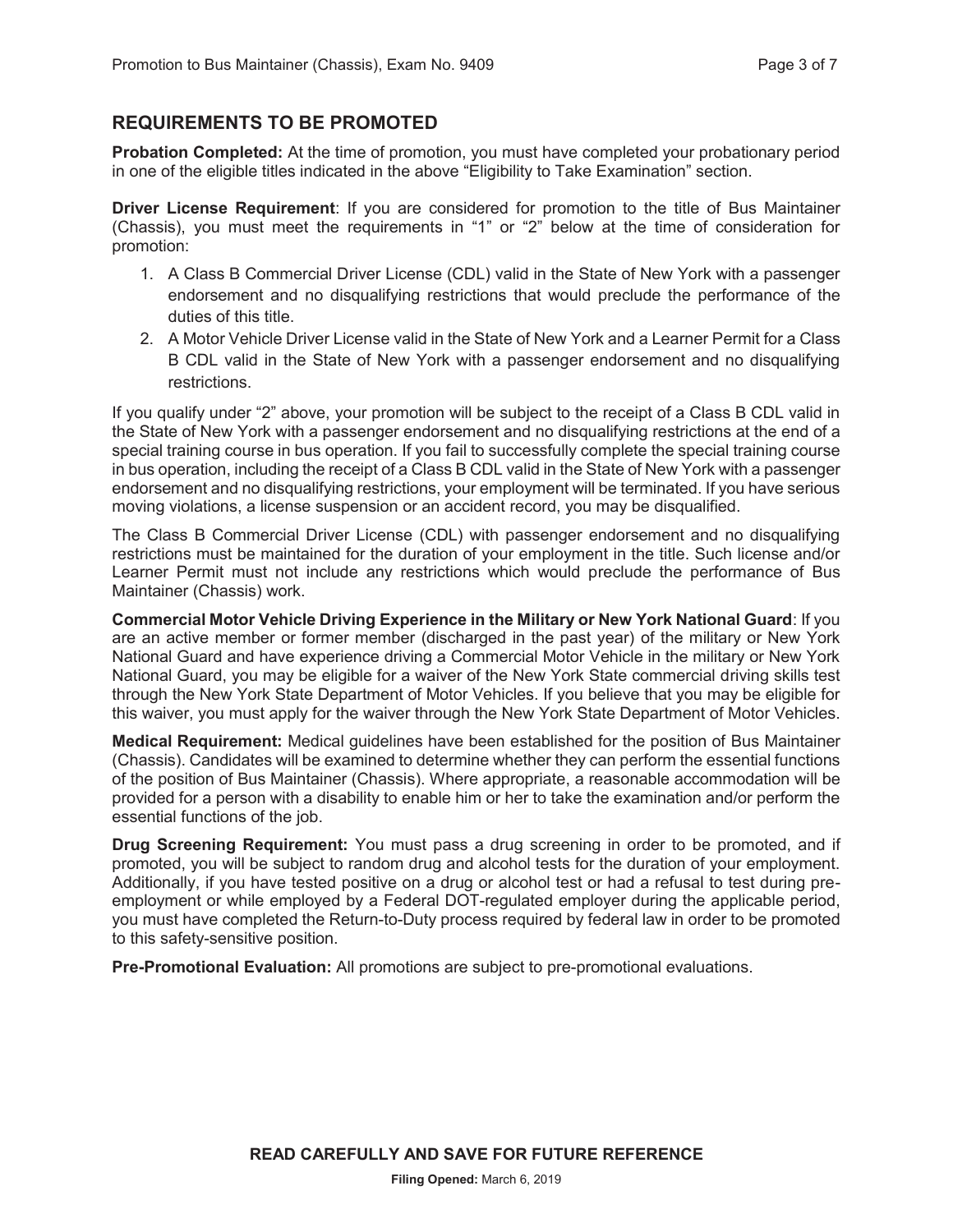## REQUIREMENTS TO BE PROMOTED

**Probation Completed:** At the time of promotion, you must have completed your probationary period in one of the eligible titles indicated in the above "Eligibility to Take Examination" section.

**Driver License Requirement**: If you are considered for promotion to the title of Bus Maintainer (Chassis), you must meet the requirements in "1" or "2" below at the time of consideration for promotion:

1. A Class B Commercial Driver License (CDL) valid in the State of New York with a passenger endorsement and no disqualifying restrictions that would preclude the performance of the duties of this title.
2. A Motor Vehicle Driver License valid in the State of New York and a Learner Permit for a Class B CDL valid in the State of New York with a passenger endorsement and no disqualifying restrictions.

If you qualify under "2" above, your promotion will be subject to the receipt of a Class B CDL valid in the State of New York with a passenger endorsement and no disqualifying restrictions at the end of a special training course in bus operation. If you fail to successfully complete the special training course in bus operation, including the receipt of a Class B CDL valid in the State of New York with a passenger endorsement and no disqualifying restrictions, your employment will be terminated. If you have serious moving violations, a license suspension or an accident record, you may be disqualified.

The Class B Commercial Driver License (CDL) with passenger endorsement and no disqualifying restrictions must be maintained for the duration of your employment in the title. Such license and/or Learner Permit must not include any restrictions which would preclude the performance of Bus Maintainer (Chassis) work.

**Commercial Motor Vehicle Driving Experience in the Military or New York National Guard**: If you are an active member or former member (discharged in the past year) of the military or New York National Guard and have experience driving a Commercial Motor Vehicle in the military or New York National Guard, you may be eligible for a waiver of the New York State commercial driving skills test through the New York State Department of Motor Vehicles. If you believe that you may be eligible for this waiver, you must apply for the waiver through the New York State Department of Motor Vehicles.

**Medical Requirement:** Medical guidelines have been established for the position of Bus Maintainer (Chassis). Candidates will be examined to determine whether they can perform the essential functions of the position of Bus Maintainer (Chassis). Where appropriate, a reasonable accommodation will be provided for a person with a disability to enable him or her to take the examination and/or perform the essential functions of the job.

**Drug Screening Requirement:** You must pass a drug screening in order to be promoted, and if promoted, you will be subject to random drug and alcohol tests for the duration of your employment. Additionally, if you have tested positive on a drug or alcohol test or had a refusal to test during pre-employment or while employed by a Federal DOT-regulated employer during the applicable period, you must have completed the Return-to-Duty process required by federal law in order to be promoted to this safety-sensitive position.

**Pre-Promotional Evaluation:** All promotions are subject to pre-promotional evaluations.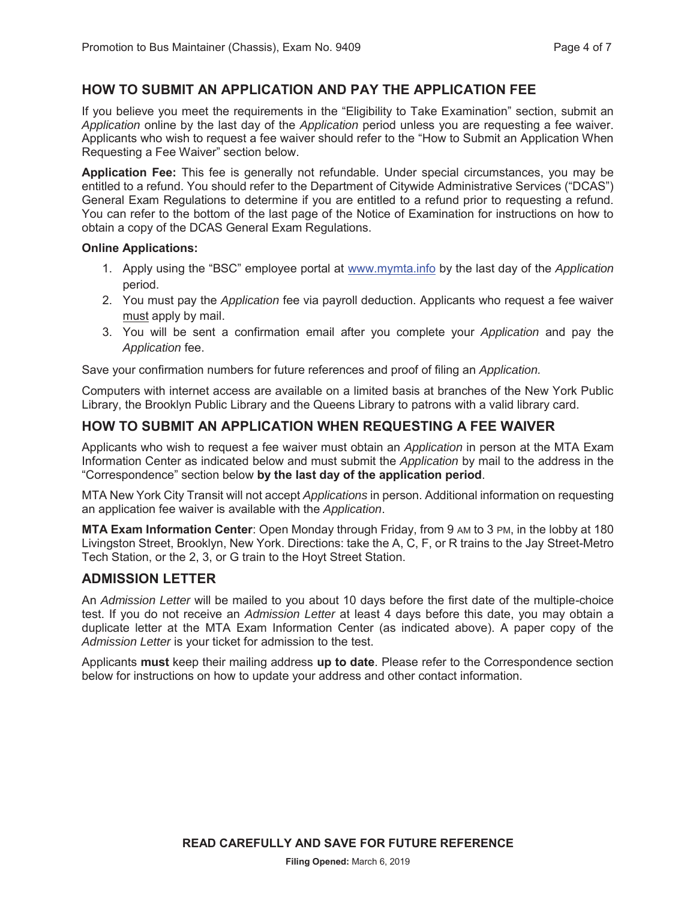## HOW TO SUBMIT AN APPLICATION AND PAY THE APPLICATION FEE

If you believe you meet the requirements in the "Eligibility to Take Examination" section, submit an *Application* online by the last day of the *Application* period unless you are requesting a fee waiver. Applicants who wish to request a fee waiver should refer to the "How to Submit an Application When Requesting a Fee Waiver" section below.

**Application Fee:** This fee is generally not refundable. Under special circumstances, you may be entitled to a refund. You should refer to the Department of Citywide Administrative Services ("DCAS") General Exam Regulations to determine if you are entitled to a refund prior to requesting a refund. You can refer to the bottom of the last page of the Notice of Examination for instructions on how to obtain a copy of the DCAS General Exam Regulations.

**Online Applications:**

1. Apply using the "BSC" employee portal at www.mymta.info by the last day of the *Application* period.
2. You must pay the *Application* fee via payroll deduction. Applicants who request a fee waiver must apply by mail.
3. You will be sent a confirmation email after you complete your *Application* and pay the *Application* fee.

Save your confirmation numbers for future references and proof of filing an *Application.*

Computers with internet access are available on a limited basis at branches of the New York Public Library, the Brooklyn Public Library and the Queens Library to patrons with a valid library card.

## HOW TO SUBMIT AN APPLICATION WHEN REQUESTING A FEE WAIVER

Applicants who wish to request a fee waiver must obtain an *Application* in person at the MTA Exam Information Center as indicated below and must submit the *Application* by mail to the address in the "Correspondence" section below **by the last day of the application period**.

MTA New York City Transit will not accept *Applications* in person. Additional information on requesting an application fee waiver is available with the *Application*.

**MTA Exam Information Center**: Open Monday through Friday, from 9 AM to 3 PM, in the lobby at 180 Livingston Street, Brooklyn, New York. Directions: take the A, C, F, or R trains to the Jay Street-Metro Tech Station, or the 2, 3, or G train to the Hoyt Street Station.

## ADMISSION LETTER

An *Admission Letter* will be mailed to you about 10 days before the first date of the multiple-choice test. If you do not receive an *Admission Letter* at least 4 days before this date, you may obtain a duplicate letter at the MTA Exam Information Center (as indicated above). A paper copy of the *Admission Letter* is your ticket for admission to the test.

Applicants **must** keep their mailing address **up to date**. Please refer to the Correspondence section below for instructions on how to update your address and other contact information.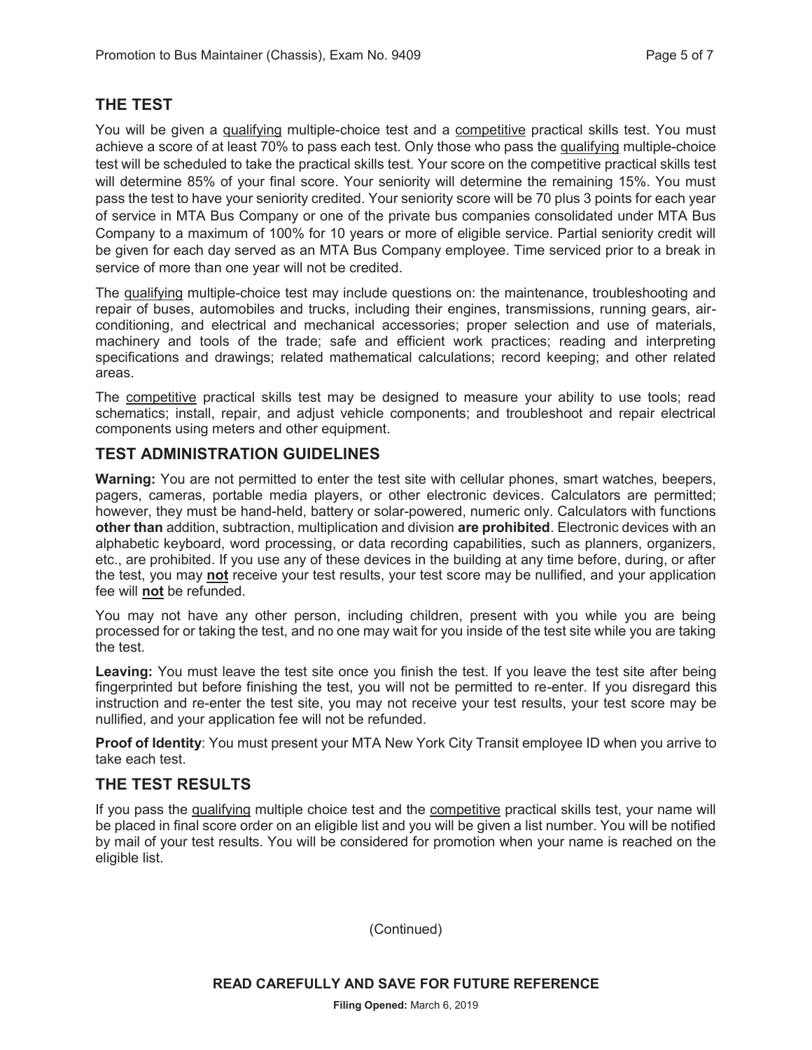## THE TEST

You will be given a qualifying multiple-choice test and a competitive practical skills test. You must achieve a score of at least 70% to pass each test. Only those who pass the qualifying multiple-choice test will be scheduled to take the practical skills test. Your score on the competitive practical skills test will determine 85% of your final score. Your seniority will determine the remaining 15%. You must pass the test to have your seniority credited. Your seniority score will be 70 plus 3 points for each year of service in MTA Bus Company or one of the private bus companies consolidated under MTA Bus Company to a maximum of 100% for 10 years or more of eligible service. Partial seniority credit will be given for each day served as an MTA Bus Company employee. Time serviced prior to a break in service of more than one year will not be credited.

The qualifying multiple-choice test may include questions on: the maintenance, troubleshooting and repair of buses, automobiles and trucks, including their engines, transmissions, running gears, air-conditioning, and electrical and mechanical accessories; proper selection and use of materials, machinery and tools of the trade; safe and efficient work practices; reading and interpreting specifications and drawings; related mathematical calculations; record keeping; and other related areas.

The competitive practical skills test may be designed to measure your ability to use tools; read schematics; install, repair, and adjust vehicle components; and troubleshoot and repair electrical components using meters and other equipment.

## TEST ADMINISTRATION GUIDELINES

**Warning:** You are not permitted to enter the test site with cellular phones, smart watches, beepers, pagers, cameras, portable media players, or other electronic devices. Calculators are permitted; however, they must be hand-held, battery or solar-powered, numeric only. Calculators with functions **other than** addition, subtraction, multiplication and division **are prohibited**. Electronic devices with an alphabetic keyboard, word processing, or data recording capabilities, such as planners, organizers, etc., are prohibited. If you use any of these devices in the building at any time before, during, or after the test, you may **not** receive your test results, your test score may be nullified, and your application fee will **not** be refunded.

You may not have any other person, including children, present with you while you are being processed for or taking the test, and no one may wait for you inside of the test site while you are taking the test.

**Leaving:** You must leave the test site once you finish the test. If you leave the test site after being fingerprinted but before finishing the test, you will not be permitted to re-enter. If you disregard this instruction and re-enter the test site, you may not receive your test results, your test score may be nullified, and your application fee will not be refunded.

**Proof of Identity**: You must present your MTA New York City Transit employee ID when you arrive to take each test.

## THE TEST RESULTS

If you pass the qualifying multiple choice test and the competitive practical skills test, your name will be placed in final score order on an eligible list and you will be given a list number. You will be notified by mail of your test results. You will be considered for promotion when your name is reached on the eligible list.

(Continued)

**READ CAREFULLY AND SAVE FOR FUTURE REFERENCE**

**Filing Opened:** March 6, 2019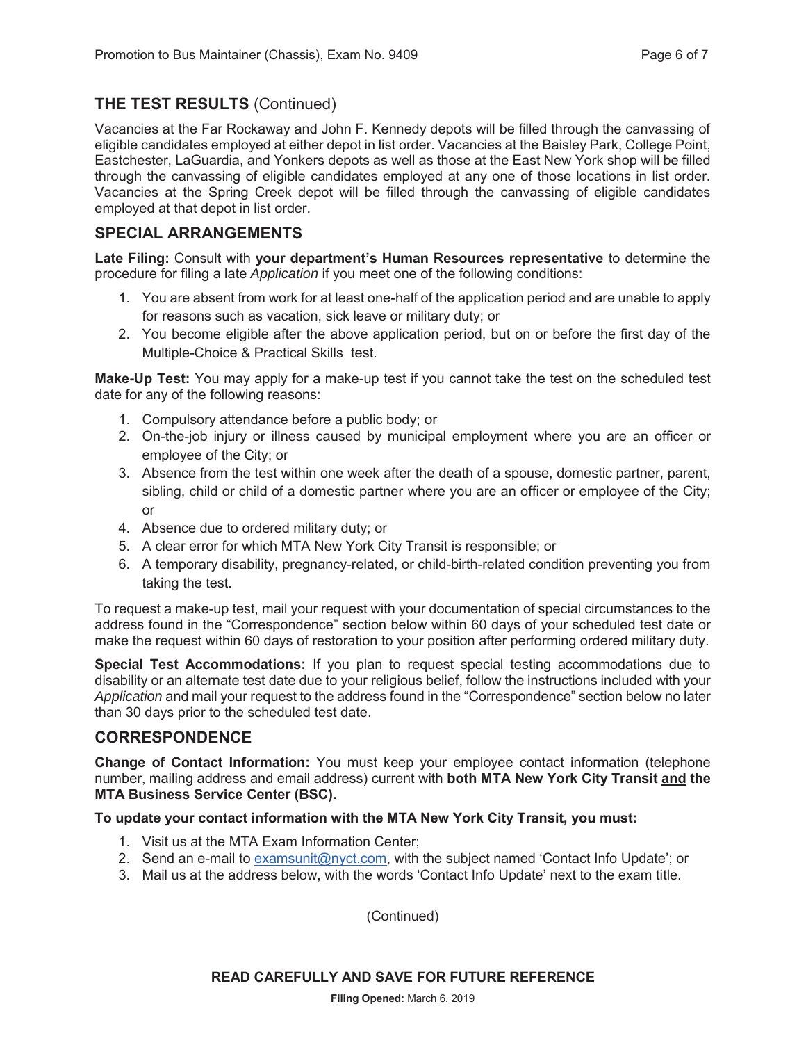## THE TEST RESULTS (Continued)

Vacancies at the Far Rockaway and John F. Kennedy depots will be filled through the canvassing of eligible candidates employed at either depot in list order. Vacancies at the Baisley Park, College Point, Eastchester, LaGuardia, and Yonkers depots as well as those at the East New York shop will be filled through the canvassing of eligible candidates employed at any one of those locations in list order. Vacancies at the Spring Creek depot will be filled through the canvassing of eligible candidates employed at that depot in list order.

## SPECIAL ARRANGEMENTS

**Late Filing:** Consult with **your department's Human Resources representative** to determine the procedure for filing a late *Application* if you meet one of the following conditions:

1. You are absent from work for at least one-half of the application period and are unable to apply for reasons such as vacation, sick leave or military duty; or
2. You become eligible after the above application period, but on or before the first day of the Multiple-Choice & Practical Skills test.

**Make-Up Test:** You may apply for a make-up test if you cannot take the test on the scheduled test date for any of the following reasons:

1. Compulsory attendance before a public body; or
2. On-the-job injury or illness caused by municipal employment where you are an officer or employee of the City; or
3. Absence from the test within one week after the death of a spouse, domestic partner, parent, sibling, child or child of a domestic partner where you are an officer or employee of the City; or
4. Absence due to ordered military duty; or
5. A clear error for which MTA New York City Transit is responsible; or
6. A temporary disability, pregnancy-related, or child-birth-related condition preventing you from taking the test.

To request a make-up test, mail your request with your documentation of special circumstances to the address found in the "Correspondence" section below within 60 days of your scheduled test date or make the request within 60 days of restoration to your position after performing ordered military duty.

**Special Test Accommodations:** If you plan to request special testing accommodations due to disability or an alternate test date due to your religious belief, follow the instructions included with your *Application* and mail your request to the address found in the "Correspondence" section below no later than 30 days prior to the scheduled test date.

## CORRESPONDENCE

**Change of Contact Information:** You must keep your employee contact information (telephone number, mailing address and email address) current with **both MTA New York City Transit and the MTA Business Service Center (BSC).**

**To update your contact information with the MTA New York City Transit, you must:**

1. Visit us at the MTA Exam Information Center;
2. Send an e-mail to examsunit@nyct.com, with the subject named 'Contact Info Update'; or
3. Mail us at the address below, with the words 'Contact Info Update' next to the exam title.

(Continued)

**READ CAREFULLY AND SAVE FOR FUTURE REFERENCE**

**Filing Opened:** March 6, 2019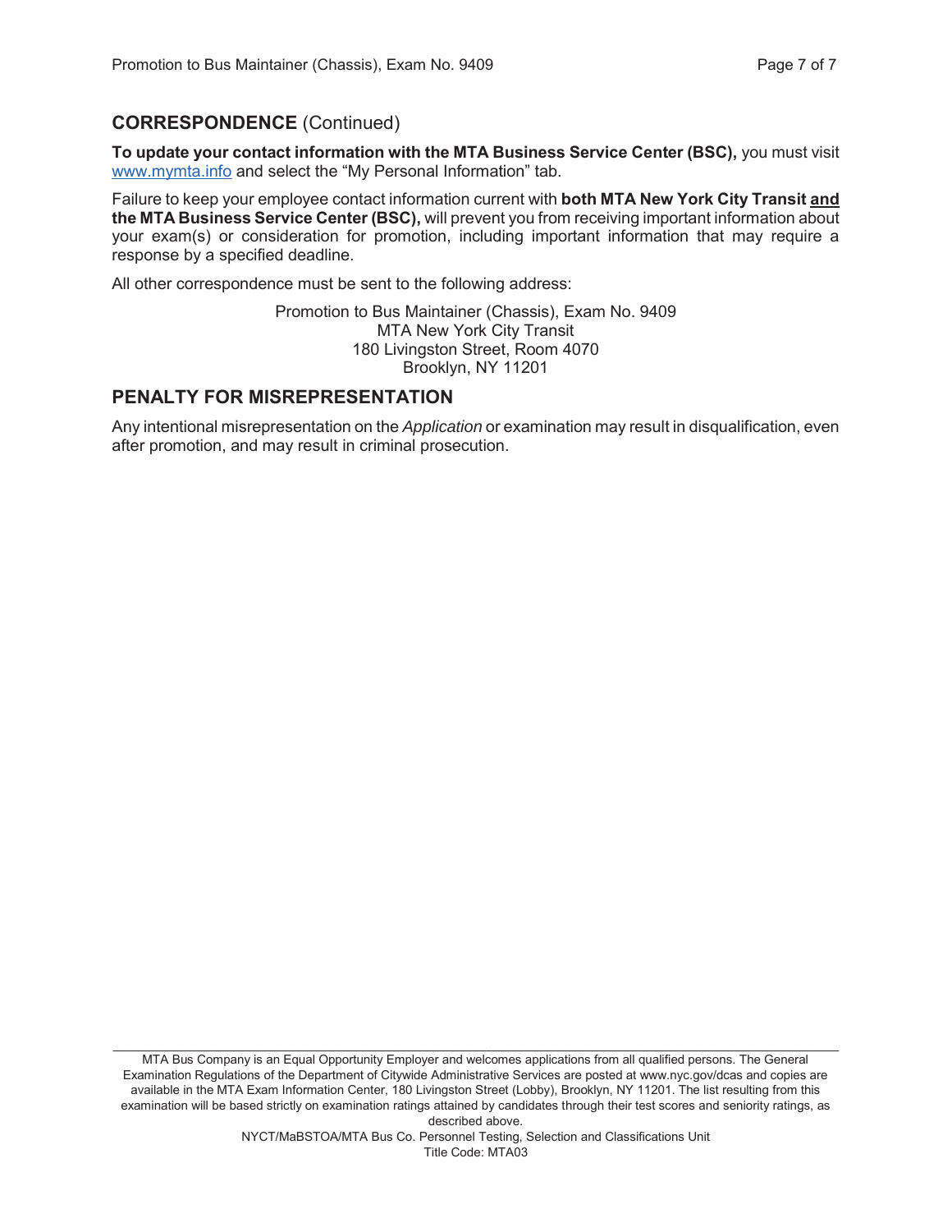## CORRESPONDENCE (Continued)

**To update your contact information with the MTA Business Service Center (BSC),** you must visit www.mymta.info and select the "My Personal Information" tab.

Failure to keep your employee contact information current with **both MTA New York City Transit and the MTA Business Service Center (BSC),** will prevent you from receiving important information about your exam(s) or consideration for promotion, including important information that may require a response by a specified deadline.

All other correspondence must be sent to the following address:

Promotion to Bus Maintainer (Chassis), Exam No. 9409
MTA New York City Transit
180 Livingston Street, Room 4070
Brooklyn, NY 11201

## PENALTY FOR MISREPRESENTATION

Any intentional misrepresentation on the *Application* or examination may result in disqualification, even after promotion, and may result in criminal prosecution.

MTA Bus Company is an Equal Opportunity Employer and welcomes applications from all qualified persons. The General Examination Regulations of the Department of Citywide Administrative Services are posted at www.nyc.gov/dcas and copies are available in the MTA Exam Information Center, 180 Livingston Street (Lobby), Brooklyn, NY 11201. The list resulting from this examination will be based strictly on examination ratings attained by candidates through their test scores and seniority ratings, as described above.

NYCT/MaBSTOA/MTA Bus Co. Personnel Testing, Selection and Classifications Unit
Title Code: MTA03